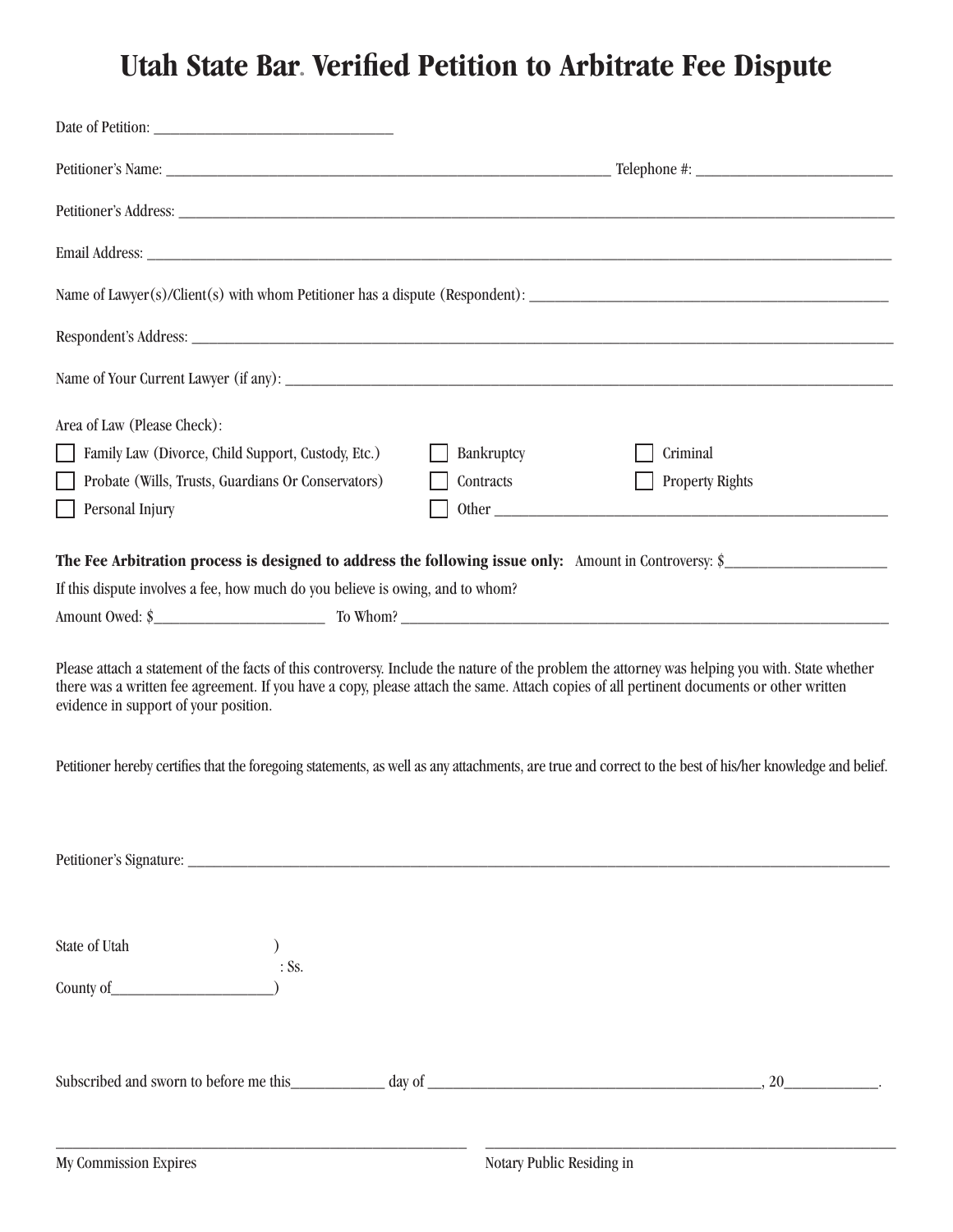# Utah State Bar® Verified Petition to Arbitrate Fee Dispute

Date of Petition: ______________________________

Petitioner's Name: ____________________________________________________________ Telephone #: __________________________

Petitioner's Address: ____________________________________________________________________________________________

Email Address: ________________________________________________________________________________________________

Name of Lawyer(s)/Client(s) with whom Petitioner has a dispute (Respondent): ______________________________________________

Respondent's Address: ___________________________________________________________________________________________

Name of Your Current Lawyer (if any): _______________________________________________________________________________

Area of Law (Please Check):

- ☐ Family Law (Divorce, Child Support, Custody, Etc.)
- ☐ Bankruptcy
- ☐ Criminal
- ☐ Probate (Wills, Trusts, Guardians Or Conservators)
- ☐ Contracts
- ☐ Property Rights
- ☐ Personal Injury
- ☐ Other ____________________________________________________

**The Fee Arbitration process is designed to address the following issue only:** Amount in Controversy: $_____________________

If this dispute involves a fee, how much do you believe is owing, and to whom?

Amount Owed: $______________________ To Whom? _____________________________________________________________________

Please attach a statement of the facts of this controversy. Include the nature of the problem the attorney was helping you with. State whether there was a written fee agreement. If you have a copy, please attach the same. Attach copies of all pertinent documents or other written evidence in support of your position.

Petitioner hereby certifies that the foregoing statements, as well as any attachments, are true and correct to the best of his/her knowledge and belief.

Petitioner's Signature: ___________________________________________________________________________________________

State of Utah )
: Ss.
County of_____________________)

Subscribed and sworn to before me this____________ day of ___________________________________________, 20____________.

_______________________________________________________ _______________________________________________________

My Commission Expires Notary Public Residing in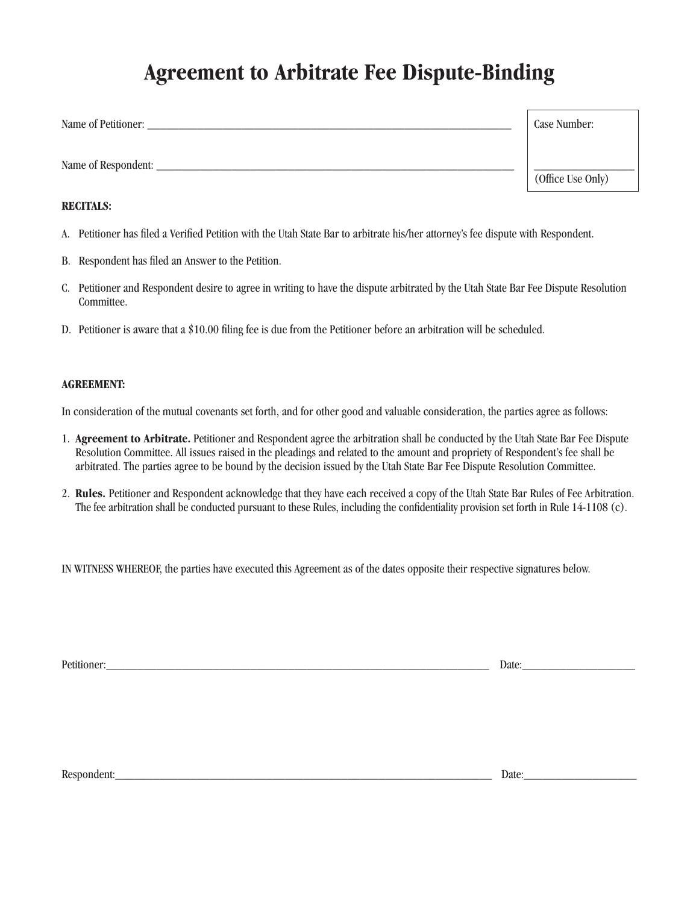# Agreement to Arbitrate Fee Dispute-Binding

Name of Petitioner: ______________________________________________

Name of Respondent: ______________________________________________

Case Number: ____________________ (Office Use Only)

**RECITALS:**

A. Petitioner has filed a Verified Petition with the Utah State Bar to arbitrate his/her attorney's fee dispute with Respondent.

B. Respondent has filed an Answer to the Petition.

C. Petitioner and Respondent desire to agree in writing to have the dispute arbitrated by the Utah State Bar Fee Dispute Resolution Committee.

D. Petitioner is aware that a $10.00 filing fee is due from the Petitioner before an arbitration will be scheduled.

**AGREEMENT:**

In consideration of the mutual covenants set forth, and for other good and valuable consideration, the parties agree as follows:

1. **Agreement to Arbitrate.** Petitioner and Respondent agree the arbitration shall be conducted by the Utah State Bar Fee Dispute Resolution Committee. All issues raised in the pleadings and related to the amount and propriety of Respondent's fee shall be arbitrated. The parties agree to be bound by the decision issued by the Utah State Bar Fee Dispute Resolution Committee.

2. **Rules.** Petitioner and Respondent acknowledge that they have each received a copy of the Utah State Bar Rules of Fee Arbitration. The fee arbitration shall be conducted pursuant to these Rules, including the confidentiality provision set forth in Rule 14-1108 (c).

IN WITNESS WHEREOF, the parties have executed this Agreement as of the dates opposite their respective signatures below.

Petitioner:______________________________________________ Date:____________________

Respondent:______________________________________________ Date:____________________